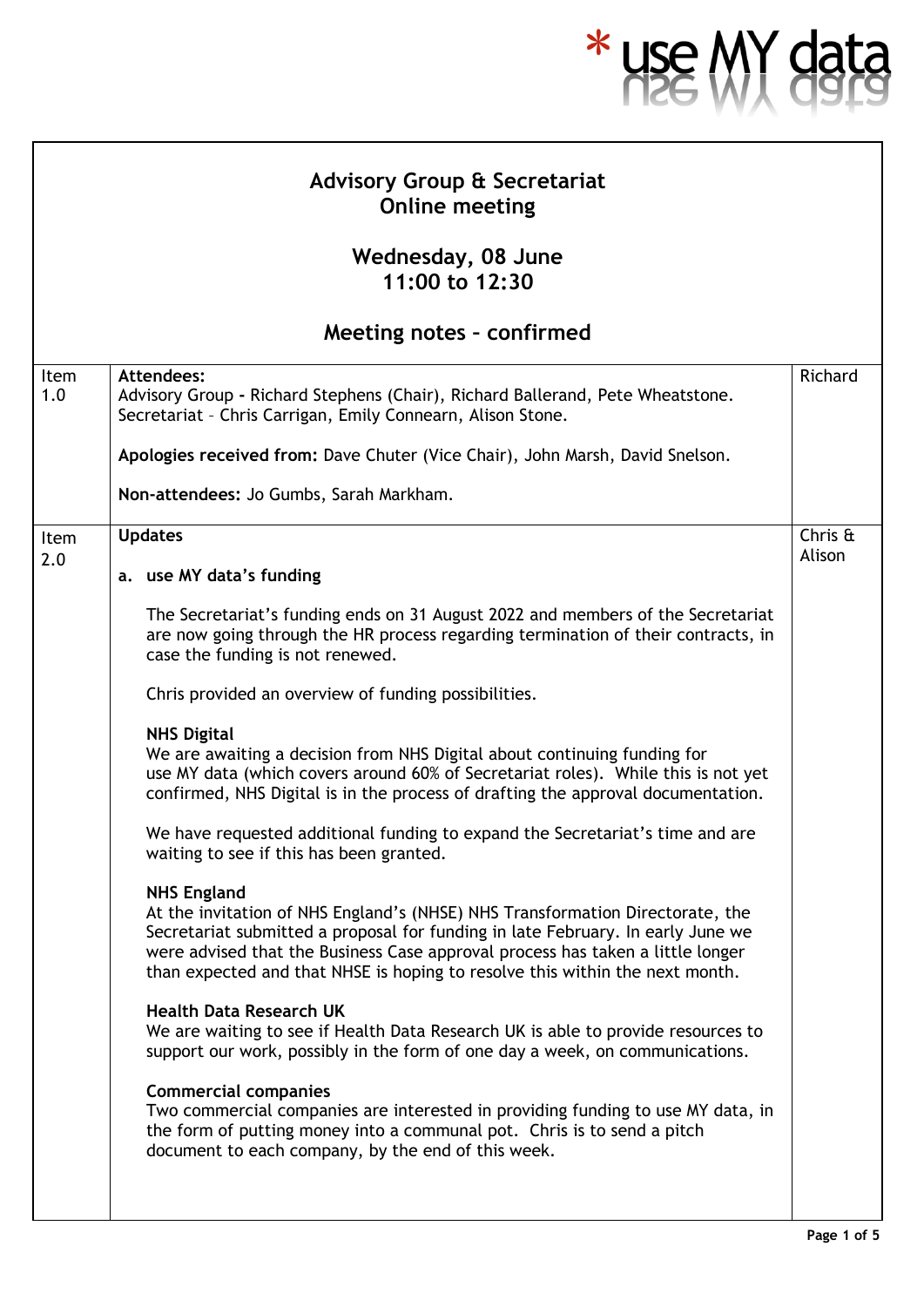\* use MY data

## Advisory Group & Secretariat
## Online meeting

### Wednesday, 08 June
### 11:00 to 12:30

### Meeting notes – confirmed

| | | |
|---|---|---|
| Item 1.0 | **Attendees:**<br>Advisory Group - Richard Stephens (Chair), Richard Ballerand, Pete Wheatstone.<br>Secretariat – Chris Carrigan, Emily Connearn, Alison Stone.<br><br>**Apologies received from:** Dave Chuter (Vice Chair), John Marsh, David Snelson.<br><br>**Non-attendees:** Jo Gumbs, Sarah Markham. | Richard |
| Item 2.0 | **Updates**<br><br>**a. use MY data's funding**<br><br>The Secretariat's funding ends on 31 August 2022 and members of the Secretariat are now going through the HR process regarding termination of their contracts, in case the funding is not renewed.<br><br>Chris provided an overview of funding possibilities.<br><br>**NHS Digital**<br>We are awaiting a decision from NHS Digital about continuing funding for use MY data (which covers around 60% of Secretariat roles). While this is not yet confirmed, NHS Digital is in the process of drafting the approval documentation.<br><br>We have requested additional funding to expand the Secretariat's time and are waiting to see if this has been granted.<br><br>**NHS England**<br>At the invitation of NHS England's (NHSE) NHS Transformation Directorate, the Secretariat submitted a proposal for funding in late February. In early June we were advised that the Business Case approval process has taken a little longer than expected and that NHSE is hoping to resolve this within the next month.<br><br>**Health Data Research UK**<br>We are waiting to see if Health Data Research UK is able to provide resources to support our work, possibly in the form of one day a week, on communications.<br><br>**Commercial companies**<br>Two commercial companies are interested in providing funding to use MY data, in the form of putting money into a communal pot. Chris is to send a pitch document to each company, by the end of this week. | Chris & Alison |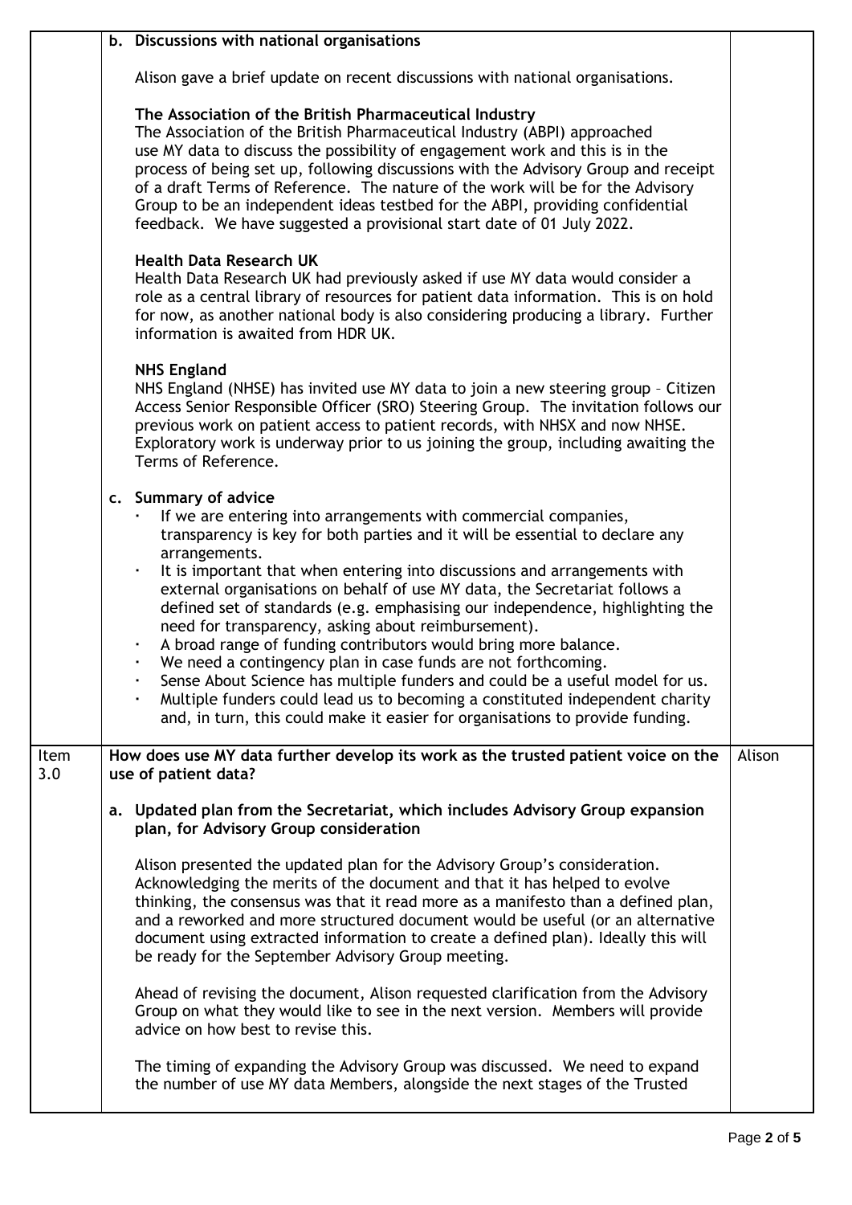| | | |
|---|---|---|
| | **b. Discussions with national organisations**<br><br>Alison gave a brief update on recent discussions with national organisations.<br><br>**The Association of the British Pharmaceutical Industry**<br>The Association of the British Pharmaceutical Industry (ABPI) approached use MY data to discuss the possibility of engagement work and this is in the process of being set up, following discussions with the Advisory Group and receipt of a draft Terms of Reference. The nature of the work will be for the Advisory Group to be an independent ideas testbed for the ABPI, providing confidential feedback. We have suggested a provisional start date of 01 July 2022.<br><br>**Health Data Research UK**<br>Health Data Research UK had previously asked if use MY data would consider a role as a central library of resources for patient data information. This is on hold for now, as another national body is also considering producing a library. Further information is awaited from HDR UK.<br><br>**NHS England**<br>NHS England (NHSE) has invited use MY data to join a new steering group – Citizen Access Senior Responsible Officer (SRO) Steering Group. The invitation follows our previous work on patient access to patient records, with NHSX and now NHSE. Exploratory work is underway prior to us joining the group, including awaiting the Terms of Reference.<br><br>**c. Summary of advice**<br>- If we are entering into arrangements with commercial companies, transparency is key for both parties and it will be essential to declare any arrangements.<br>- It is important that when entering into discussions and arrangements with external organisations on behalf of use MY data, the Secretariat follows a defined set of standards (e.g. emphasising our independence, highlighting the need for transparency, asking about reimbursement).<br>- A broad range of funding contributors would bring more balance.<br>- We need a contingency plan in case funds are not forthcoming.<br>- Sense About Science has multiple funders and could be a useful model for us.<br>- Multiple funders could lead us to becoming a constituted independent charity and, in turn, this could make it easier for organisations to provide funding. | |
| Item 3.0 | **How does use MY data further develop its work as the trusted patient voice on the use of patient data?**<br><br>**a. Updated plan from the Secretariat, which includes Advisory Group expansion plan, for Advisory Group consideration**<br><br>Alison presented the updated plan for the Advisory Group's consideration. Acknowledging the merits of the document and that it has helped to evolve thinking, the consensus was that it read more as a manifesto than a defined plan, and a reworked and more structured document would be useful (or an alternative document using extracted information to create a defined plan). Ideally this will be ready for the September Advisory Group meeting.<br><br>Ahead of revising the document, Alison requested clarification from the Advisory Group on what they would like to see in the next version. Members will provide advice on how best to revise this.<br><br>The timing of expanding the Advisory Group was discussed. We need to expand the number of use MY data Members, alongside the next stages of the Trusted | Alison |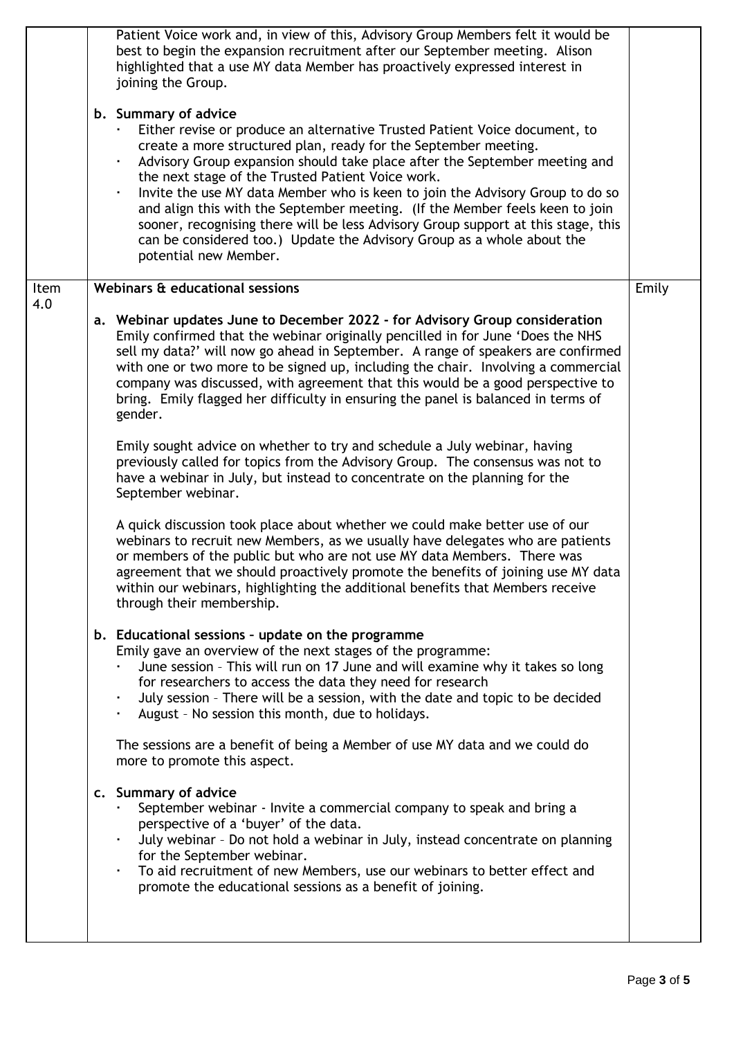| | | |
|---|---|---|
| | Patient Voice work and, in view of this, Advisory Group Members felt it would be best to begin the expansion recruitment after our September meeting. Alison highlighted that a use MY data Member has proactively expressed interest in joining the Group.<br><br>**b. Summary of advice**<br>• Either revise or produce an alternative Trusted Patient Voice document, to create a more structured plan, ready for the September meeting.<br>• Advisory Group expansion should take place after the September meeting and the next stage of the Trusted Patient Voice work.<br>• Invite the use MY data Member who is keen to join the Advisory Group to do so and align this with the September meeting. (If the Member feels keen to join sooner, recognising there will be less Advisory Group support at this stage, this can be considered too.) Update the Advisory Group as a whole about the potential new Member. | |
| Item 4.0 | **Webinars & educational sessions**<br><br>**a. Webinar updates June to December 2022 - for Advisory Group consideration**<br>Emily confirmed that the webinar originally pencilled in for June 'Does the NHS sell my data?' will now go ahead in September. A range of speakers are confirmed with one or two more to be signed up, including the chair. Involving a commercial company was discussed, with agreement that this would be a good perspective to bring. Emily flagged her difficulty in ensuring the panel is balanced in terms of gender.<br><br>Emily sought advice on whether to try and schedule a July webinar, having previously called for topics from the Advisory Group. The consensus was not to have a webinar in July, but instead to concentrate on the planning for the September webinar.<br><br>A quick discussion took place about whether we could make better use of our webinars to recruit new Members, as we usually have delegates who are patients or members of the public but who are not use MY data Members. There was agreement that we should proactively promote the benefits of joining use MY data within our webinars, highlighting the additional benefits that Members receive through their membership.<br><br>**b. Educational sessions – update on the programme**<br>Emily gave an overview of the next stages of the programme:<br>• June session – This will run on 17 June and will examine why it takes so long for researchers to access the data they need for research<br>• July session – There will be a session, with the date and topic to be decided<br>• August – No session this month, due to holidays.<br><br>The sessions are a benefit of being a Member of use MY data and we could do more to promote this aspect.<br><br>**c. Summary of advice**<br>• September webinar - Invite a commercial company to speak and bring a perspective of a 'buyer' of the data.<br>• July webinar – Do not hold a webinar in July, instead concentrate on planning for the September webinar.<br>• To aid recruitment of new Members, use our webinars to better effect and promote the educational sessions as a benefit of joining. | Emily |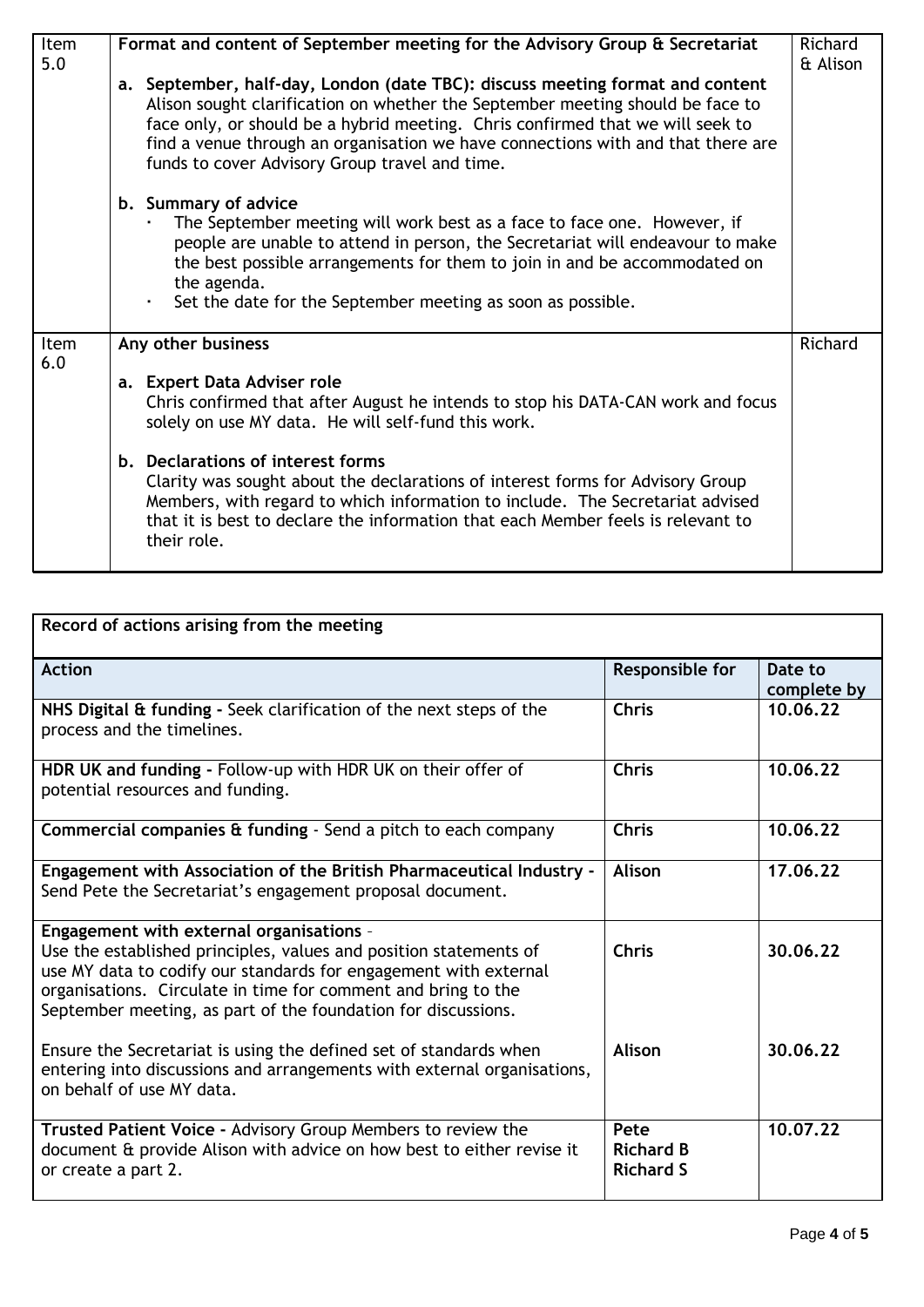| | | |
|---|---|---|
| Item 5.0 | **Format and content of September meeting for the Advisory Group & Secretariat**<br><br>**a. September, half-day, London (date TBC): discuss meeting format and content**<br>Alison sought clarification on whether the September meeting should be face to face only, or should be a hybrid meeting. Chris confirmed that we will seek to find a venue through an organisation we have connections with and that there are funds to cover Advisory Group travel and time.<br><br>**b. Summary of advice**<br>· The September meeting will work best as a face to face one. However, if people are unable to attend in person, the Secretariat will endeavour to make the best possible arrangements for them to join in and be accommodated on the agenda.<br>· Set the date for the September meeting as soon as possible. | Richard & Alison |
| Item 6.0 | **Any other business**<br><br>**a. Expert Data Adviser role**<br>Chris confirmed that after August he intends to stop his DATA-CAN work and focus solely on use MY data. He will self-fund this work.<br><br>**b. Declarations of interest forms**<br>Clarity was sought about the declarations of interest forms for Advisory Group Members, with regard to which information to include. The Secretariat advised that it is best to declare the information that each Member feels is relevant to their role. | Richard |

**Record of actions arising from the meeting**

| Action | Responsible for | Date to complete by |
|---|---|---|
| **NHS Digital & funding -** Seek clarification of the next steps of the process and the timelines. | **Chris** | **10.06.22** |
| **HDR UK and funding -** Follow-up with HDR UK on their offer of potential resources and funding. | **Chris** | **10.06.22** |
| **Commercial companies & funding** - Send a pitch to each company | **Chris** | **10.06.22** |
| **Engagement with Association of the British Pharmaceutical Industry -** Send Pete the Secretariat's engagement proposal document. | **Alison** | **17.06.22** |
| **Engagement with external organisations** –<br>Use the established principles, values and position statements of use MY data to codify our standards for engagement with external organisations. Circulate in time for comment and bring to the September meeting, as part of the foundation for discussions. | **Chris** | **30.06.22** |
| Ensure the Secretariat is using the defined set of standards when entering into discussions and arrangements with external organisations, on behalf of use MY data. | **Alison** | **30.06.22** |
| **Trusted Patient Voice -** Advisory Group Members to review the document & provide Alison with advice on how best to either revise it or create a part 2. | **Pete**<br>**Richard B**<br>**Richard S** | **10.07.22** |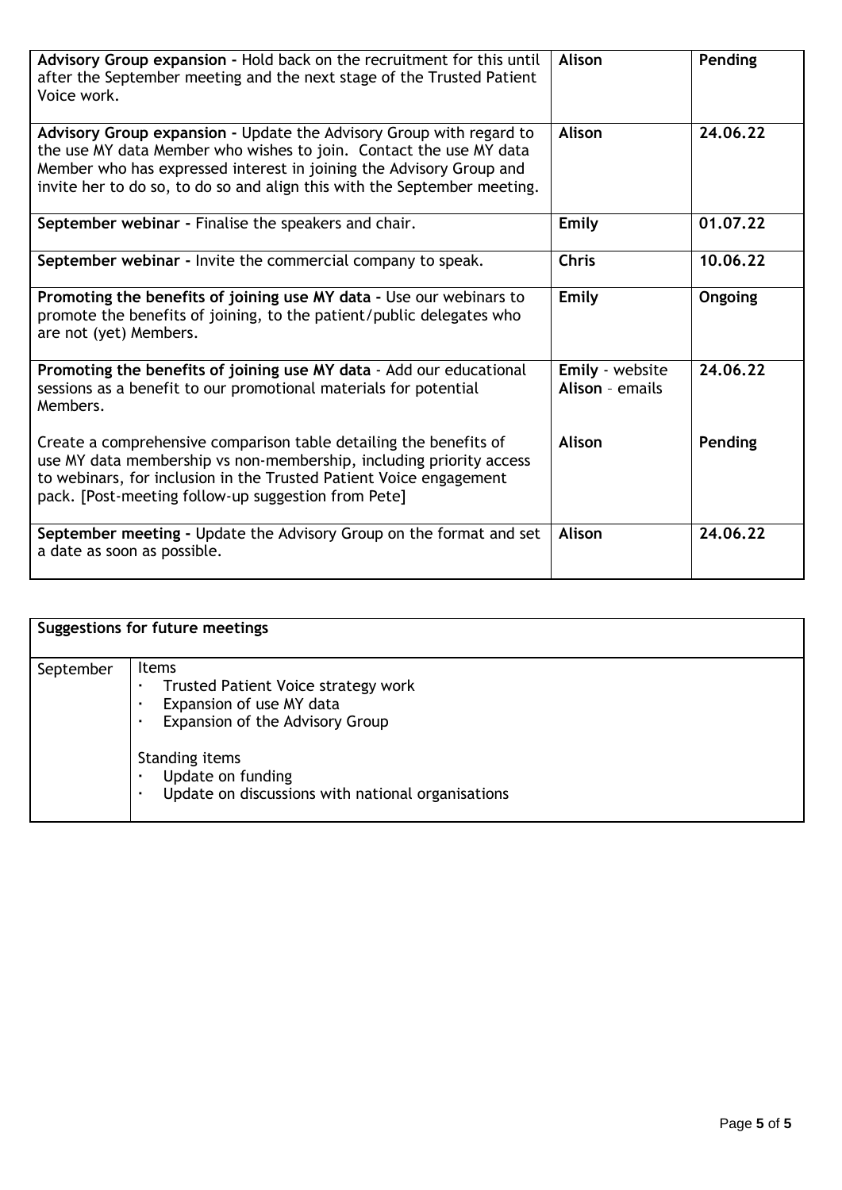| | | |
|---|---|---|
| **Advisory Group expansion -** Hold back on the recruitment for this until after the September meeting and the next stage of the Trusted Patient Voice work. | **Alison** | **Pending** |
| **Advisory Group expansion -** Update the Advisory Group with regard to the use MY data Member who wishes to join. Contact the use MY data Member who has expressed interest in joining the Advisory Group and invite her to do so, to do so and align this with the September meeting. | **Alison** | **24.06.22** |
| **September webinar -** Finalise the speakers and chair. | **Emily** | **01.07.22** |
| **September webinar -** Invite the commercial company to speak. | **Chris** | **10.06.22** |
| **Promoting the benefits of joining use MY data -** Use our webinars to promote the benefits of joining, to the patient/public delegates who are not (yet) Members. | **Emily** | **Ongoing** |
| **Promoting the benefits of joining use MY data** - Add our educational sessions as a benefit to our promotional materials for potential Members.<br><br>Create a comprehensive comparison table detailing the benefits of use MY data membership vs non-membership, including priority access to webinars, for inclusion in the Trusted Patient Voice engagement pack. [Post-meeting follow-up suggestion from Pete] | **Emily** - website<br>**Alison** – emails<br><br>**Alison** | **24.06.22**<br><br><br>**Pending** |
| **September meeting -** Update the Advisory Group on the format and set a date as soon as possible. | **Alison** | **24.06.22** |

| **Suggestions for future meetings** | |
|---|---|
| September | Items<br>• Trusted Patient Voice strategy work<br>• Expansion of use MY data<br>• Expansion of the Advisory Group<br><br>Standing items<br>• Update on funding<br>• Update on discussions with national organisations |